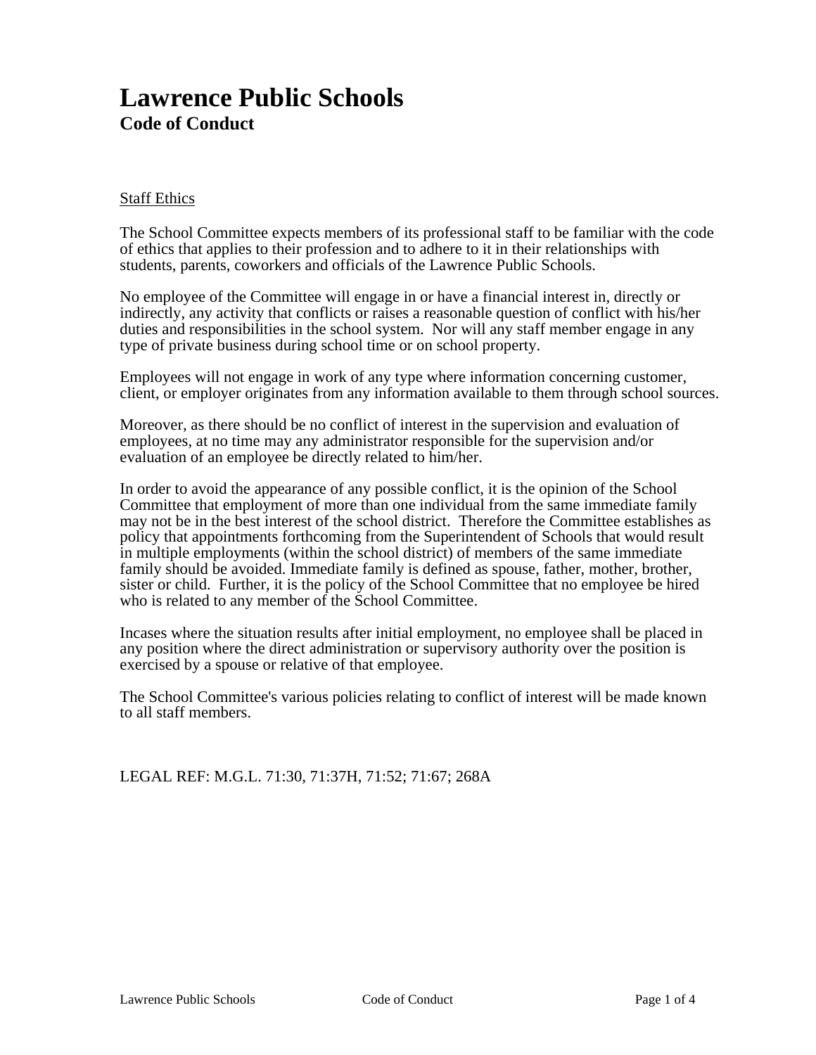# Lawrence Public Schools

## Code of Conduct

### Staff Ethics

The School Committee expects members of its professional staff to be familiar with the code of ethics that applies to their profession and to adhere to it in their relationships with students, parents, coworkers and officials of the Lawrence Public Schools.

No employee of the Committee will engage in or have a financial interest in, directly or indirectly, any activity that conflicts or raises a reasonable question of conflict with his/her duties and responsibilities in the school system. Nor will any staff member engage in any type of private business during school time or on school property.

Employees will not engage in work of any type where information concerning customer, client, or employer originates from any information available to them through school sources.

Moreover, as there should be no conflict of interest in the supervision and evaluation of employees, at no time may any administrator responsible for the supervision and/or evaluation of an employee be directly related to him/her.

In order to avoid the appearance of any possible conflict, it is the opinion of the School Committee that employment of more than one individual from the same immediate family may not be in the best interest of the school district. Therefore the Committee establishes as policy that appointments forthcoming from the Superintendent of Schools that would result in multiple employments (within the school district) of members of the same immediate family should be avoided. Immediate family is defined as spouse, father, mother, brother, sister or child. Further, it is the policy of the School Committee that no employee be hired who is related to any member of the School Committee.

Incases where the situation results after initial employment, no employee shall be placed in any position where the direct administration or supervisory authority over the position is exercised by a spouse or relative of that employee.

The School Committee's various policies relating to conflict of interest will be made known to all staff members.

LEGAL REF: M.G.L. 71:30, 71:37H, 71:52; 71:67; 268A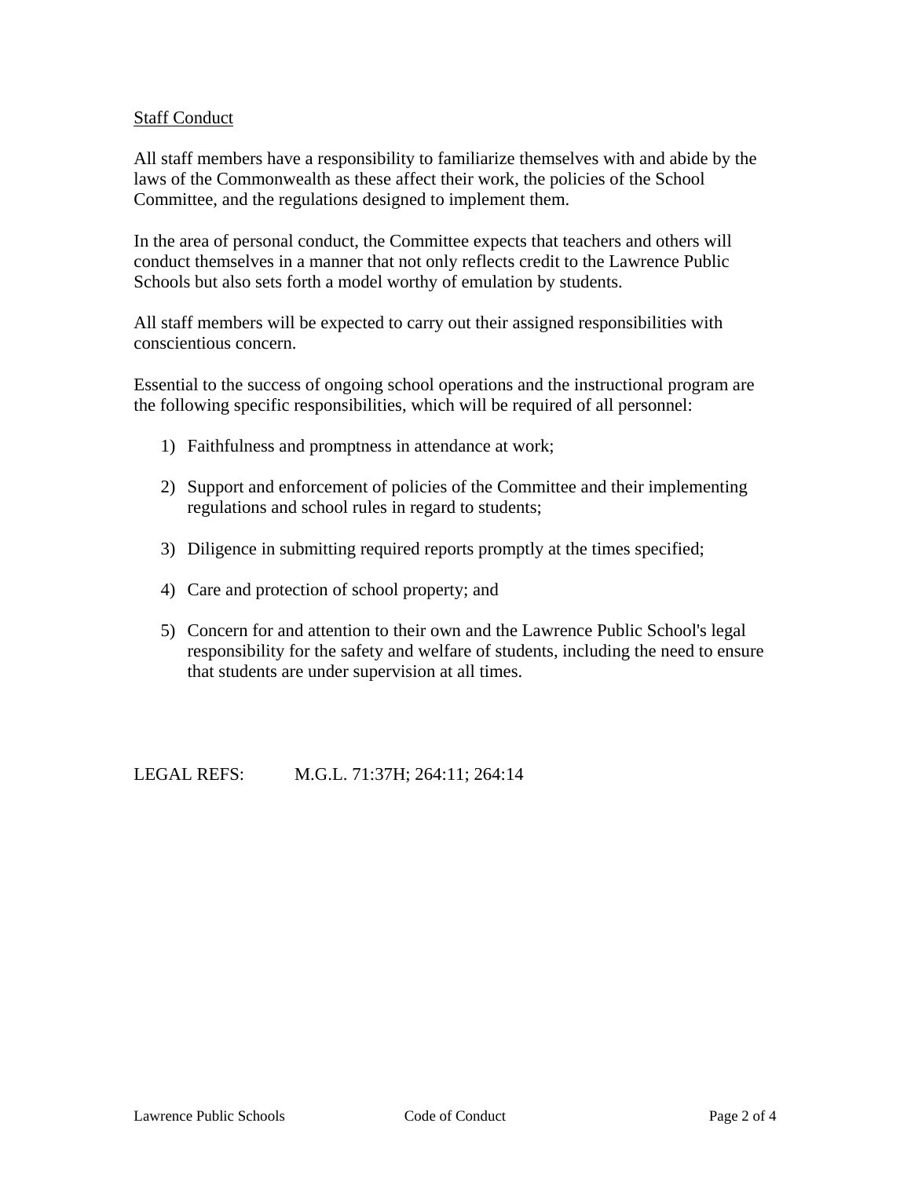## Staff Conduct

All staff members have a responsibility to familiarize themselves with and abide by the laws of the Commonwealth as these affect their work, the policies of the School Committee, and the regulations designed to implement them.

In the area of personal conduct, the Committee expects that teachers and others will conduct themselves in a manner that not only reflects credit to the Lawrence Public Schools but also sets forth a model worthy of emulation by students.

All staff members will be expected to carry out their assigned responsibilities with conscientious concern.

Essential to the success of ongoing school operations and the instructional program are the following specific responsibilities, which will be required of all personnel:

1) Faithfulness and promptness in attendance at work;

2) Support and enforcement of policies of the Committee and their implementing regulations and school rules in regard to students;

3) Diligence in submitting required reports promptly at the times specified;

4) Care and protection of school property; and

5) Concern for and attention to their own and the Lawrence Public School's legal responsibility for the safety and welfare of students, including the need to ensure that students are under supervision at all times.

LEGAL REFS: M.G.L. 71:37H; 264:11; 264:14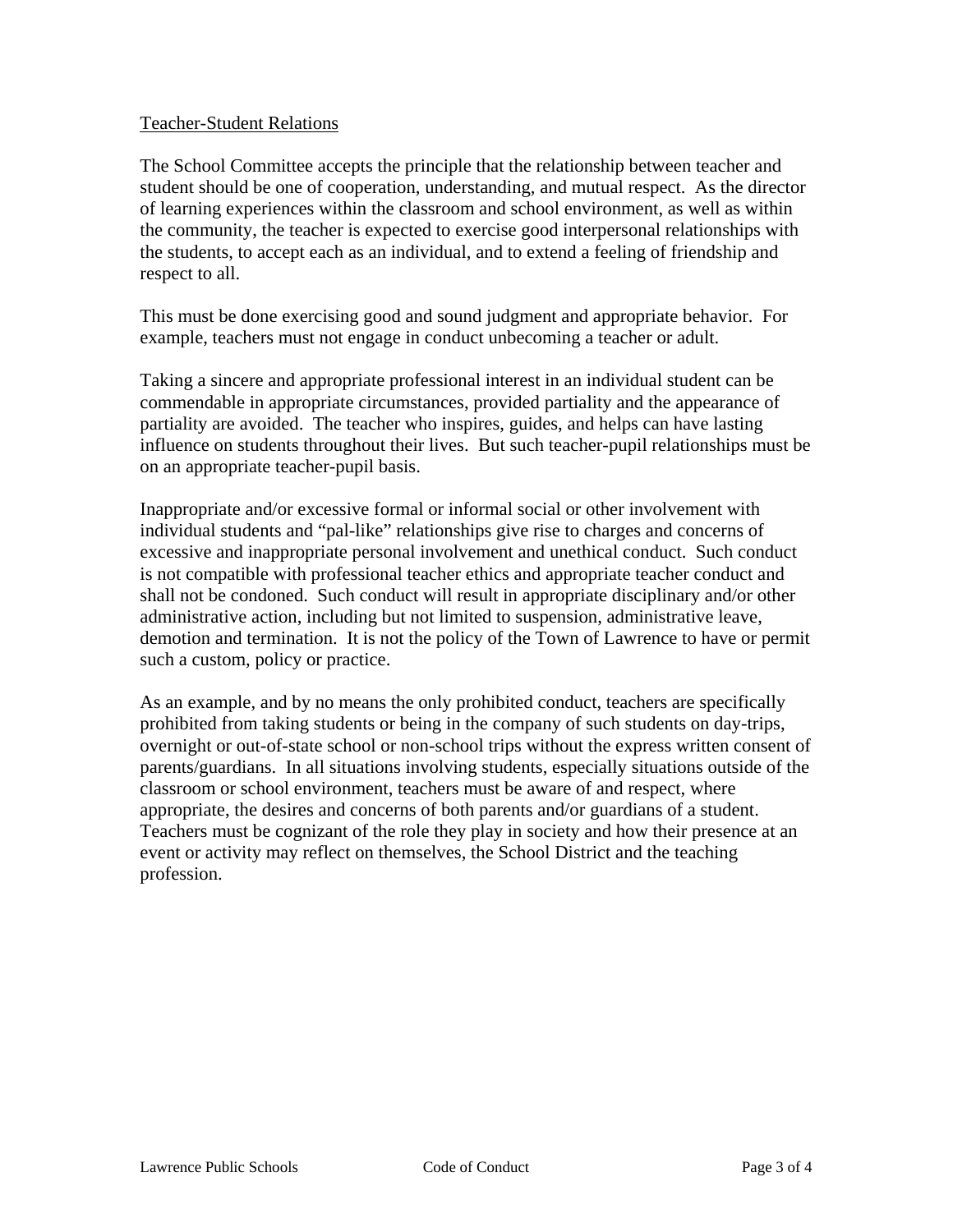## Teacher-Student Relations

The School Committee accepts the principle that the relationship between teacher and student should be one of cooperation, understanding, and mutual respect. As the director of learning experiences within the classroom and school environment, as well as within the community, the teacher is expected to exercise good interpersonal relationships with the students, to accept each as an individual, and to extend a feeling of friendship and respect to all.

This must be done exercising good and sound judgment and appropriate behavior. For example, teachers must not engage in conduct unbecoming a teacher or adult.

Taking a sincere and appropriate professional interest in an individual student can be commendable in appropriate circumstances, provided partiality and the appearance of partiality are avoided. The teacher who inspires, guides, and helps can have lasting influence on students throughout their lives. But such teacher-pupil relationships must be on an appropriate teacher-pupil basis.

Inappropriate and/or excessive formal or informal social or other involvement with individual students and "pal-like" relationships give rise to charges and concerns of excessive and inappropriate personal involvement and unethical conduct. Such conduct is not compatible with professional teacher ethics and appropriate teacher conduct and shall not be condoned. Such conduct will result in appropriate disciplinary and/or other administrative action, including but not limited to suspension, administrative leave, demotion and termination. It is not the policy of the Town of Lawrence to have or permit such a custom, policy or practice.

As an example, and by no means the only prohibited conduct, teachers are specifically prohibited from taking students or being in the company of such students on day-trips, overnight or out-of-state school or non-school trips without the express written consent of parents/guardians. In all situations involving students, especially situations outside of the classroom or school environment, teachers must be aware of and respect, where appropriate, the desires and concerns of both parents and/or guardians of a student. Teachers must be cognizant of the role they play in society and how their presence at an event or activity may reflect on themselves, the School District and the teaching profession.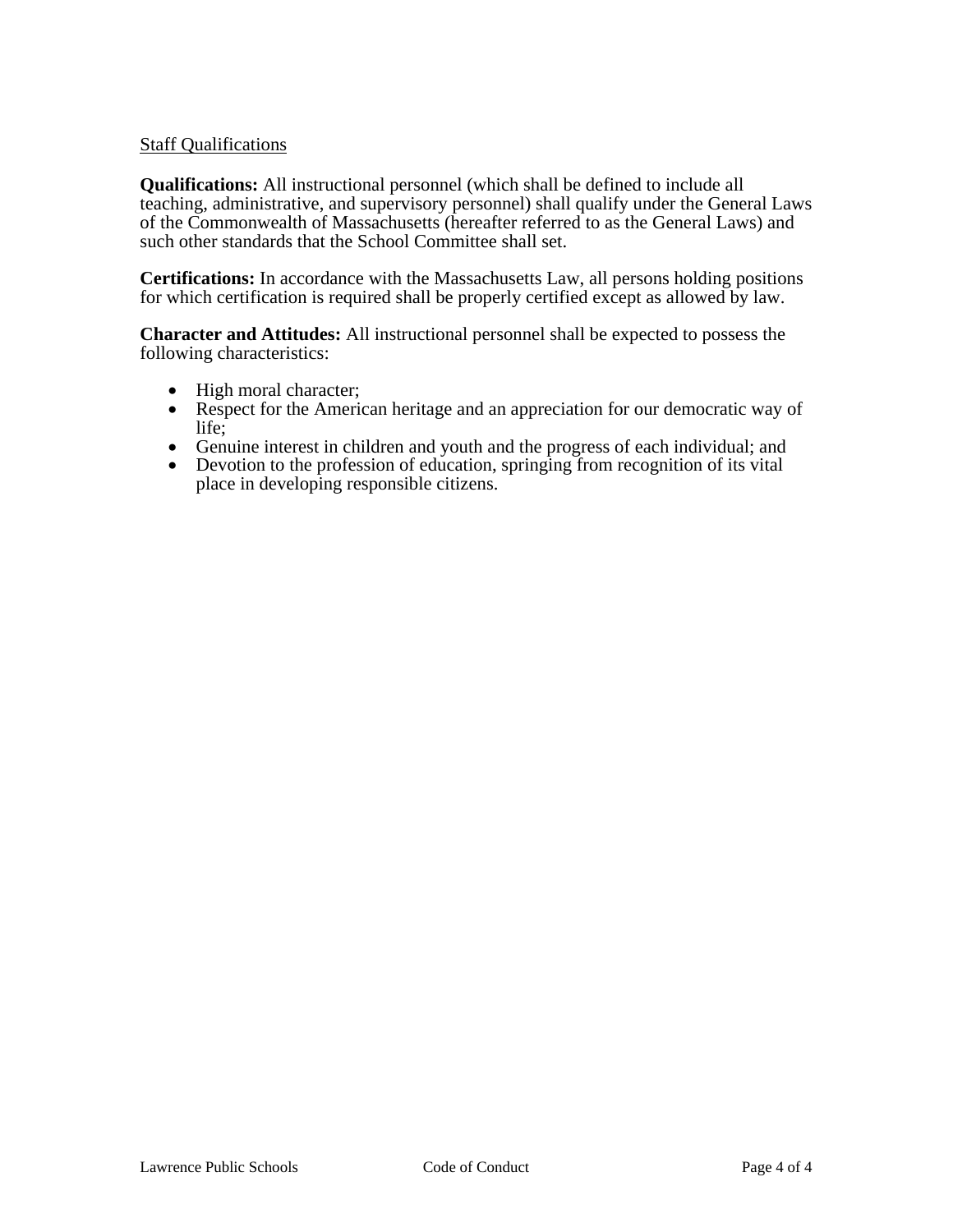Staff Qualifications

**Qualifications:** All instructional personnel (which shall be defined to include all teaching, administrative, and supervisory personnel) shall qualify under the General Laws of the Commonwealth of Massachusetts (hereafter referred to as the General Laws) and such other standards that the School Committee shall set.

**Certifications:** In accordance with the Massachusetts Law, all persons holding positions for which certification is required shall be properly certified except as allowed by law.

**Character and Attitudes:** All instructional personnel shall be expected to possess the following characteristics:

- High moral character;
- Respect for the American heritage and an appreciation for our democratic way of life;
- Genuine interest in children and youth and the progress of each individual; and
- Devotion to the profession of education, springing from recognition of its vital place in developing responsible citizens.